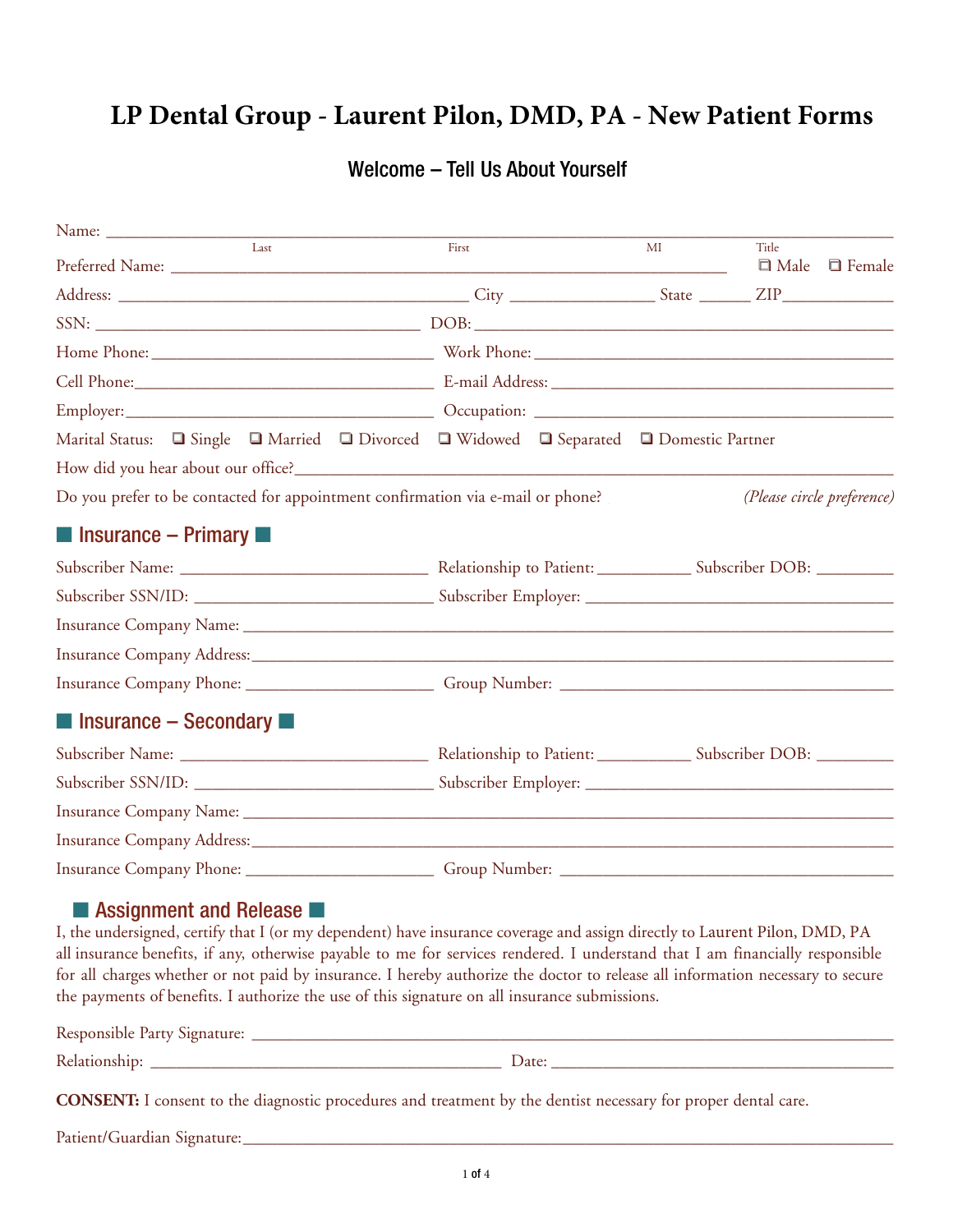# LP Dental Group - Laurent Pilon, DMD, PA - New Patient Forms

## Welcome – Tell Us About Yourself

Name: ______________________________________________________________________
Last First MI Title

Preferred Name: ________________________________________________ ❑ Male ❑ Female

Address: ________________________________ City _____________ State _____ ZIP__________

SSN: ______________________________ DOB: ____________________________________

Home Phone: __________________________ Work Phone: ______________________________

Cell Phone: ___________________________ E-mail Address: ____________________________

Employer: ____________________________ Occupation: _______________________________

Marital Status: ❑ Single ❑ Married ❑ Divorced ❑ Widowed ❑ Separated ❑ Domestic Partner

How did you hear about our office? ______________________________________________________

Do you prefer to be contacted for appointment confirmation via e-mail or phone? *(Please circle preference)*

## Insurance – Primary

Subscriber Name: ______________________ Relationship to Patient: _________ Subscriber DOB: _______

Subscriber SSN/ID: _____________________ Subscriber Employer: ____________________________

Insurance Company Name: _____________________________________________________________

Insurance Company Address: ___________________________________________________________

Insurance Company Phone: __________________ Group Number: ______________________________

## Insurance – Secondary

Subscriber Name: ______________________ Relationship to Patient: _________ Subscriber DOB: _______

Subscriber SSN/ID: _____________________ Subscriber Employer: ____________________________

Insurance Company Name: _____________________________________________________________

Insurance Company Address: ___________________________________________________________

Insurance Company Phone: __________________ Group Number: ______________________________

## Assignment and Release

I, the undersigned, certify that I (or my dependent) have insurance coverage and assign directly to Laurent Pilon, DMD, PA all insurance benefits, if any, otherwise payable to me for services rendered. I understand that I am financially responsible for all charges whether or not paid by insurance. I hereby authorize the doctor to release all information necessary to secure the payments of benefits. I authorize the use of this signature on all insurance submissions.

Responsible Party Signature: _____________________________________________________________

Relationship: _________________________________ Date: __________________________________

**CONSENT:** I consent to the diagnostic procedures and treatment by the dentist necessary for proper dental care.

Patient/Guardian Signature: ______________________________________________________________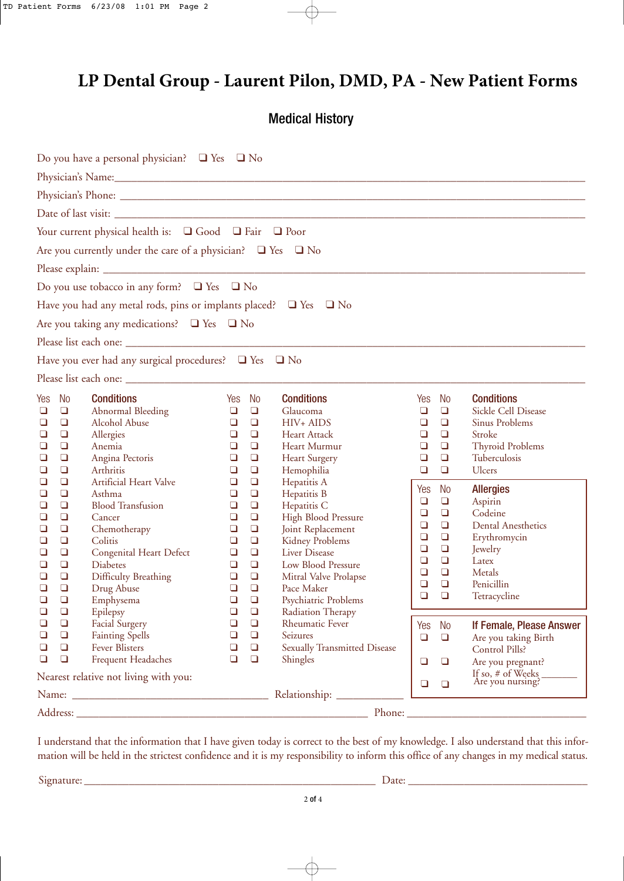# LP Dental Group - Laurent Pilon, DMD, PA - New Patient Forms

## Medical History

Do you have a personal physician? ❑ Yes ❑ No

Physician's Name: ______________________________

Physician's Phone: ______________________________

Date of last visit: ______________________________

Your current physical health is: ❑ Good ❑ Fair ❑ Poor

Are you currently under the care of a physician? ❑ Yes ❑ No

Please explain: ______________________________

Do you use tobacco in any form? ❑ Yes ❑ No

Have you had any metal rods, pins or implants placed? ❑ Yes ❑ No

Are you taking any medications? ❑ Yes ❑ No

Please list each one: ______________________________

Have you ever had any surgical procedures? ❑ Yes ❑ No

Please list each one: ______________________________

| Yes | No | Conditions | Yes | No | Conditions | Yes | No | Conditions |
|---|---|---|---|---|---|---|---|---|
| ❑ | ❑ | Abnormal Bleeding | ❑ | ❑ | Glaucoma | ❑ | ❑ | Sickle Cell Disease |
| ❑ | ❑ | Alcohol Abuse | ❑ | ❑ | HIV+ AIDS | ❑ | ❑ | Sinus Problems |
| ❑ | ❑ | Allergies | ❑ | ❑ | Heart Attack | ❑ | ❑ | Stroke |
| ❑ | ❑ | Anemia | ❑ | ❑ | Heart Murmur | ❑ | ❑ | Thyroid Problems |
| ❑ | ❑ | Angina Pectoris | ❑ | ❑ | Heart Surgery | ❑ | ❑ | Tuberculosis |
| ❑ | ❑ | Arthritis | ❑ | ❑ | Hemophilia | ❑ | ❑ | Ulcers |
| ❑ | ❑ | Artificial Heart Valve | ❑ | ❑ | Hepatitis A | | | |
| ❑ | ❑ | Asthma | ❑ | ❑ | Hepatitis B | | | |
| ❑ | ❑ | Blood Transfusion | ❑ | ❑ | Hepatitis C | | | |
| ❑ | ❑ | Cancer | ❑ | ❑ | High Blood Pressure | | | |
| ❑ | ❑ | Chemotherapy | ❑ | ❑ | Joint Replacement | | | |
| ❑ | ❑ | Colitis | ❑ | ❑ | Kidney Problems | | | |
| ❑ | ❑ | Congenital Heart Defect | ❑ | ❑ | Liver Disease | | | |
| ❑ | ❑ | Diabetes | ❑ | ❑ | Low Blood Pressure | | | |
| ❑ | ❑ | Difficulty Breathing | ❑ | ❑ | Mitral Valve Prolapse | | | |
| ❑ | ❑ | Drug Abuse | ❑ | ❑ | Pace Maker | | | |
| ❑ | ❑ | Emphysema | ❑ | ❑ | Psychiatric Problems | | | |
| ❑ | ❑ | Epilepsy | ❑ | ❑ | Radiation Therapy | | | |
| ❑ | ❑ | Facial Surgery | ❑ | ❑ | Rheumatic Fever | | | |
| ❑ | ❑ | Fainting Spells | ❑ | ❑ | Seizures | | | |
| ❑ | ❑ | Fever Blisters | ❑ | ❑ | Sexually Transmitted Disease | | | |
| ❑ | ❑ | Frequent Headaches | ❑ | ❑ | Shingles | | | |

| Yes | No | Allergies |
|---|---|---|
| ❑ | ❑ | Aspirin |
| ❑ | ❑ | Codeine |
| ❑ | ❑ | Dental Anesthetics |
| ❑ | ❑ | Erythromycin |
| ❑ | ❑ | Jewelry |
| ❑ | ❑ | Latex |
| ❑ | ❑ | Metals |
| ❑ | ❑ | Penicillin |
| ❑ | ❑ | Tetracycline |

| Yes | No | If Female, Please Answer |
|---|---|---|
| ❑ | ❑ | Are you taking Birth Control Pills? |
| ❑ | ❑ | Are you pregnant? If so, # of Weeks _______ |
| ❑ | ❑ | Are you nursing? |

Nearest relative not living with you:

Name: ______________________ Relationship: ____________

Address: ______________________________ Phone: ______________________

I understand that the information that I have given today is correct to the best of my knowledge. I also understand that this information will be held in the strictest confidence and it is my responsibility to inform this office of any changes in my medical status.

Signature: ______________________________ Date: ______________________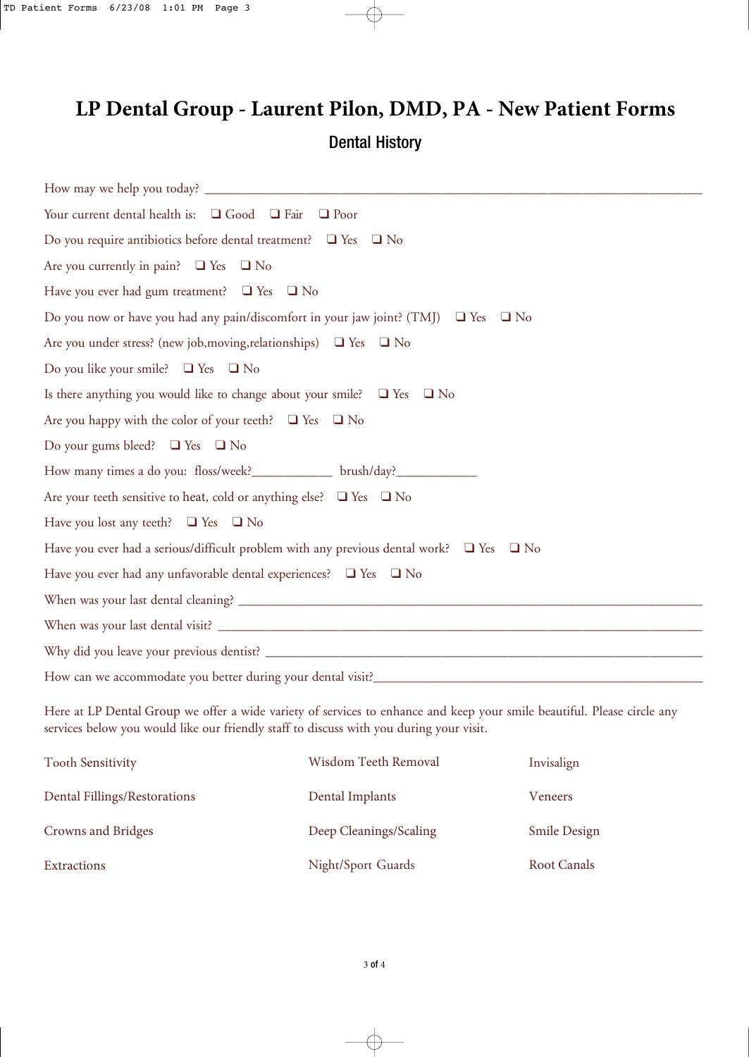# LP Dental Group - Laurent Pilon, DMD, PA - New Patient Forms

## Dental History

How may we help you today? ____________________________________________

Your current dental health is: ❑ Good ❑ Fair ❑ Poor

Do you require antibiotics before dental treatment? ❑ Yes ❑ No

Are you currently in pain? ❑ Yes ❑ No

Have you ever had gum treatment? ❑ Yes ❑ No

Do you now or have you had any pain/discomfort in your jaw joint? (TMJ) ❑ Yes ❑ No

Are you under stress? (new job,moving,relationships) ❑ Yes ❑ No

Do you like your smile? ❑ Yes ❑ No

Is there anything you would like to change about your smile? ❑ Yes ❑ No

Are you happy with the color of your teeth? ❑ Yes ❑ No

Do your gums bleed? ❑ Yes ❑ No

How many times a do you: floss/week?____________ brush/day?____________

Are your teeth sensitive to heat, cold or anything else? ❑ Yes ❑ No

Have you lost any teeth? ❑ Yes ❑ No

Have you ever had a serious/difficult problem with any previous dental work? ❑ Yes ❑ No

Have you ever had any unfavorable dental experiences? ❑ Yes ❑ No

When was your last dental cleaning? ____________________________________________

When was your last dental visit? ____________________________________________

Why did you leave your previous dentist? ____________________________________________

How can we accommodate you better during your dental visit?____________________________________________

Here at LP Dental Group we offer a wide variety of services to enhance and keep your smile beautiful. Please circle any services below you would like our friendly staff to discuss with you during your visit.

| | | |
|---|---|---|
| Tooth Sensitivity | Wisdom Teeth Removal | Invisalign |
| Dental Fillings/Restorations | Dental Implants | Veneers |
| Crowns and Bridges | Deep Cleanings/Scaling | Smile Design |
| Extractions | Night/Sport Guards | Root Canals |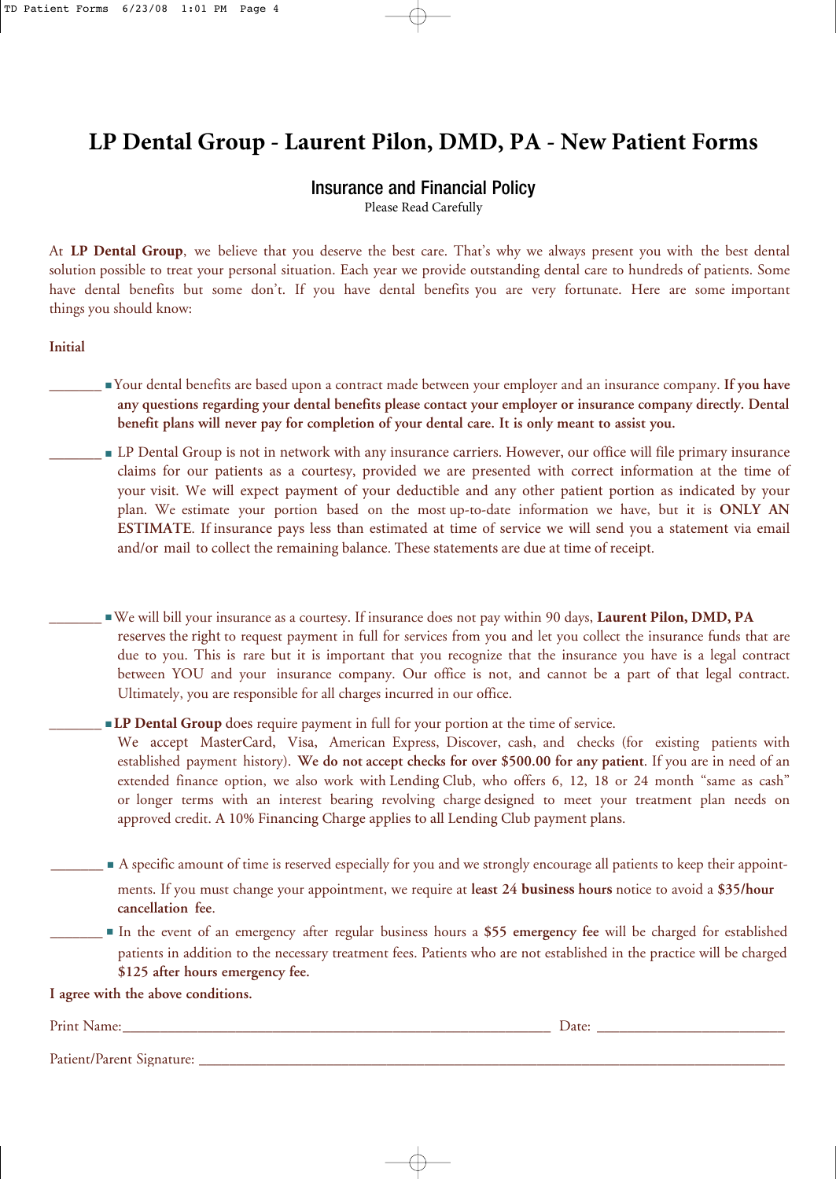# LP Dental Group - Laurent Pilon, DMD, PA - New Patient Forms

## Insurance and Financial Policy

Please Read Carefully

At **LP Dental Group**, we believe that you deserve the best care. That's why we always present you with the best dental solution possible to treat your personal situation. Each year we provide outstanding dental care to hundreds of patients. Some have dental benefits but some don't. If you have dental benefits you are very fortunate. Here are some important things you should know:

**Initial**

_______ ▪ Your dental benefits are based upon a contract made between your employer and an insurance company. **If you have any questions regarding your dental benefits please contact your employer or insurance company directly. Dental benefit plans will never pay for completion of your dental care. It is only meant to assist you.**

_______ ▪ LP Dental Group is not in network with any insurance carriers. However, our office will file primary insurance claims for our patients as a courtesy, provided we are presented with correct information at the time of your visit. We will expect payment of your deductible and any other patient portion as indicated by your plan. We estimate your portion based on the most up-to-date information we have, but it is **ONLY AN ESTIMATE**. If insurance pays less than estimated at time of service we will send you a statement via email and/or mail to collect the remaining balance. These statements are due at time of receipt.

_______ ▪ We will bill your insurance as a courtesy. If insurance does not pay within 90 days, **Laurent Pilon, DMD, PA** reserves the right to request payment in full for services from you and let you collect the insurance funds that are due to you. This is rare but it is important that you recognize that the insurance you have is a legal contract between YOU and your insurance company. Our office is not, and cannot be a part of that legal contract. Ultimately, you are responsible for all charges incurred in our office.

_______ ▪ **LP Dental Group** does require payment in full for your portion at the time of service. We accept MasterCard, Visa, American Express, Discover, cash, and checks (for existing patients with established payment history). **We do not accept checks for over $500.00 for any patient**. If you are in need of an extended finance option, we also work with Lending Club, who offers 6, 12, 18 or 24 month "same as cash" or longer terms with an interest bearing revolving charge designed to meet your treatment plan needs on approved credit. A 10% Financing Charge applies to all Lending Club payment plans.

_______ ▪ A specific amount of time is reserved especially for you and we strongly encourage all patients to keep their appointments. If you must change your appointment, we require at **least 24 business hours** notice to avoid a **$35/hour cancellation fee**.

_______ ▪ In the event of an emergency after regular business hours a **$55 emergency fee** will be charged for established patients in addition to the necessary treatment fees. Patients who are not established in the practice will be charged **$125 after hours emergency fee.**

**I agree with the above conditions.**

Print Name:_______________________________________________ Date: ______________________

Patient/Parent Signature: ______________________________________________________________